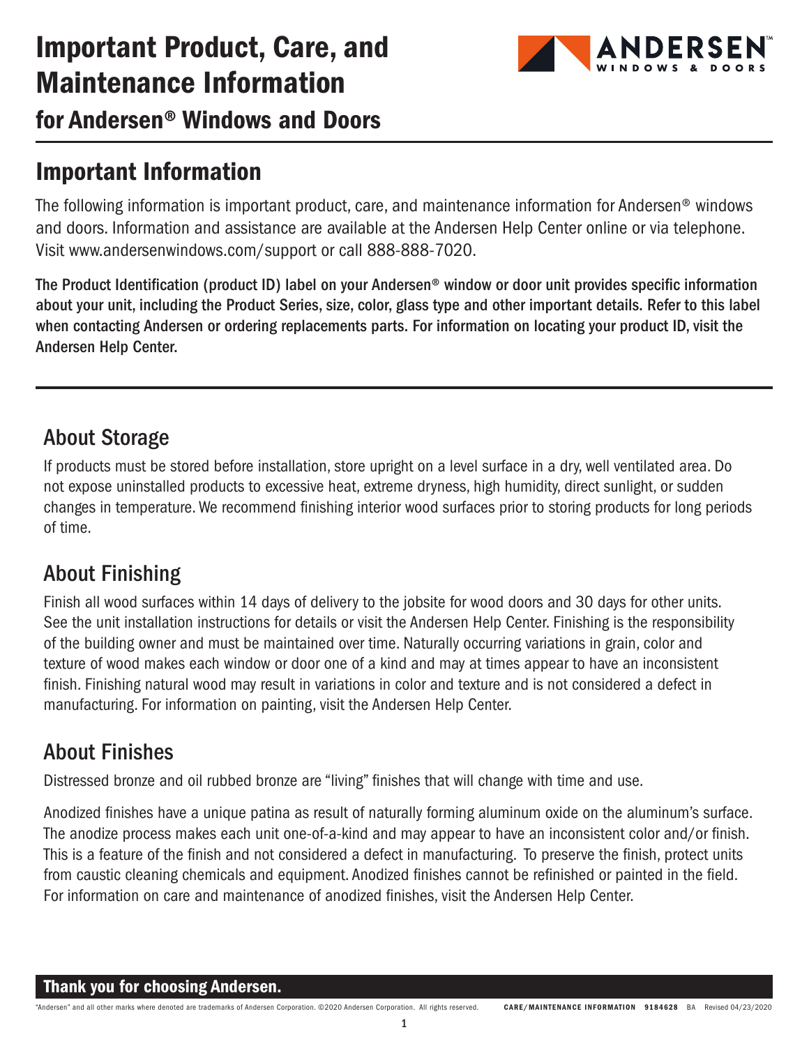# Important Product, Care, and Maintenance Information

## for Andersen® Windows and Doors

## Important Information

The following information is important product, care, and maintenance information for Andersen® windows and doors. Information and assistance are available at the Andersen Help Center online or via telephone. Visit www.andersenwindows.com/support or call 888-888-7020.

**The Product Identification (product ID) label on your Andersen® window or door unit provides specific information about your unit, including the Product Series, size, color, glass type and other important details. Refer to this label when contacting Andersen or ordering replacements parts. For information on locating your product ID, visit the Andersen Help Center.**

### About Storage

If products must be stored before installation, store upright on a level surface in a dry, well ventilated area. Do not expose uninstalled products to excessive heat, extreme dryness, high humidity, direct sunlight, or sudden changes in temperature. We recommend finishing interior wood surfaces prior to storing products for long periods of time.

### About Finishing

Finish all wood surfaces within 14 days of delivery to the jobsite for wood doors and 30 days for other units. See the unit installation instructions for details or visit the Andersen Help Center. Finishing is the responsibility of the building owner and must be maintained over time. Naturally occurring variations in grain, color and texture of wood makes each window or door one of a kind and may at times appear to have an inconsistent finish. Finishing natural wood may result in variations in color and texture and is not considered a defect in manufacturing. For information on painting, visit the Andersen Help Center.

### About Finishes

Distressed bronze and oil rubbed bronze are "living" finishes that will change with time and use.

Anodized finishes have a unique patina as result of naturally forming aluminum oxide on the aluminum's surface. The anodize process makes each unit one-of-a-kind and may appear to have an inconsistent color and/or finish. This is a feature of the finish and not considered a defect in manufacturing. To preserve the finish, protect units from caustic cleaning chemicals and equipment. Anodized finishes cannot be refinished or painted in the field. For information on care and maintenance of anodized finishes, visit the Andersen Help Center.

**Thank you for choosing Andersen.**

"Andersen" and all other marks where denoted are trademarks of Andersen Corporation. ©2020 Andersen Corporation. All rights reserved. CARE/MAINTENANCE INFORMATION 9184628 BA Revised 04/23/2020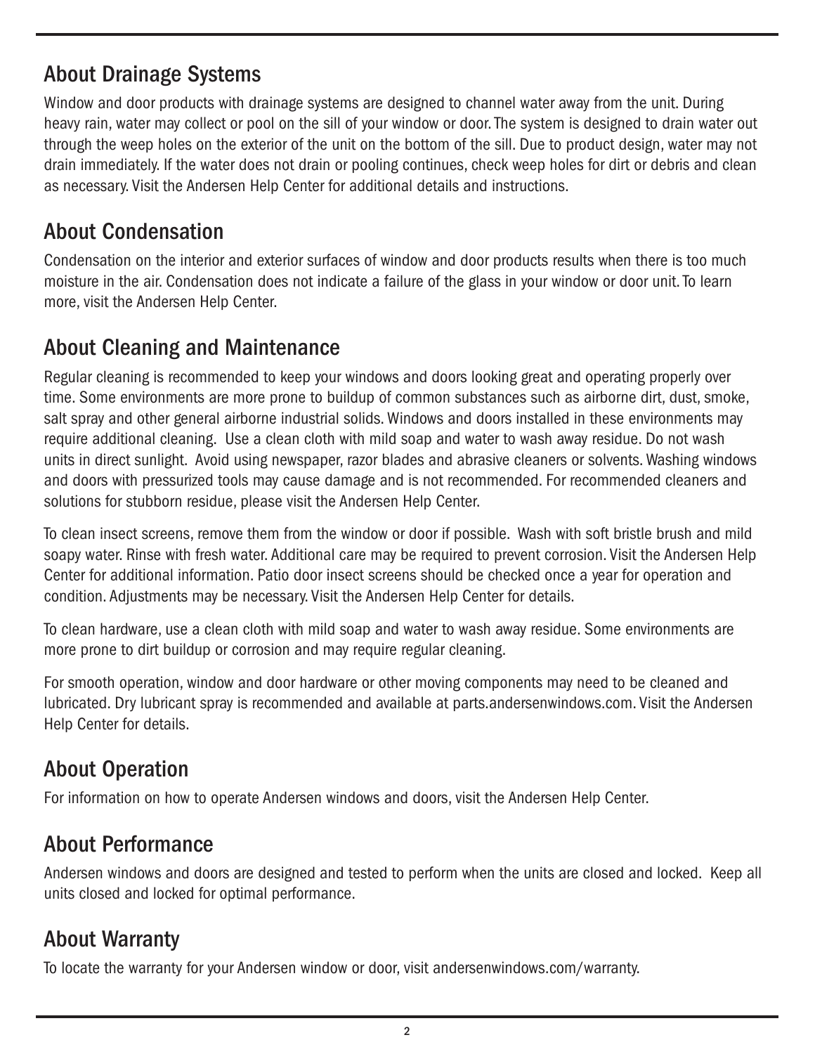## About Drainage Systems

Window and door products with drainage systems are designed to channel water away from the unit. During heavy rain, water may collect or pool on the sill of your window or door. The system is designed to drain water out through the weep holes on the exterior of the unit on the bottom of the sill. Due to product design, water may not drain immediately. If the water does not drain or pooling continues, check weep holes for dirt or debris and clean as necessary. Visit the Andersen Help Center for additional details and instructions.

## About Condensation

Condensation on the interior and exterior surfaces of window and door products results when there is too much moisture in the air. Condensation does not indicate a failure of the glass in your window or door unit. To learn more, visit the Andersen Help Center.

## About Cleaning and Maintenance

Regular cleaning is recommended to keep your windows and doors looking great and operating properly over time. Some environments are more prone to buildup of common substances such as airborne dirt, dust, smoke, salt spray and other general airborne industrial solids. Windows and doors installed in these environments may require additional cleaning. Use a clean cloth with mild soap and water to wash away residue. Do not wash units in direct sunlight. Avoid using newspaper, razor blades and abrasive cleaners or solvents. Washing windows and doors with pressurized tools may cause damage and is not recommended. For recommended cleaners and solutions for stubborn residue, please visit the Andersen Help Center.

To clean insect screens, remove them from the window or door if possible. Wash with soft bristle brush and mild soapy water. Rinse with fresh water. Additional care may be required to prevent corrosion. Visit the Andersen Help Center for additional information. Patio door insect screens should be checked once a year for operation and condition. Adjustments may be necessary. Visit the Andersen Help Center for details.

To clean hardware, use a clean cloth with mild soap and water to wash away residue. Some environments are more prone to dirt buildup or corrosion and may require regular cleaning.

For smooth operation, window and door hardware or other moving components may need to be cleaned and lubricated. Dry lubricant spray is recommended and available at parts.andersenwindows.com. Visit the Andersen Help Center for details.

## About Operation

For information on how to operate Andersen windows and doors, visit the Andersen Help Center.

## About Performance

Andersen windows and doors are designed and tested to perform when the units are closed and locked. Keep all units closed and locked for optimal performance.

## About Warranty

To locate the warranty for your Andersen window or door, visit andersenwindows.com/warranty.